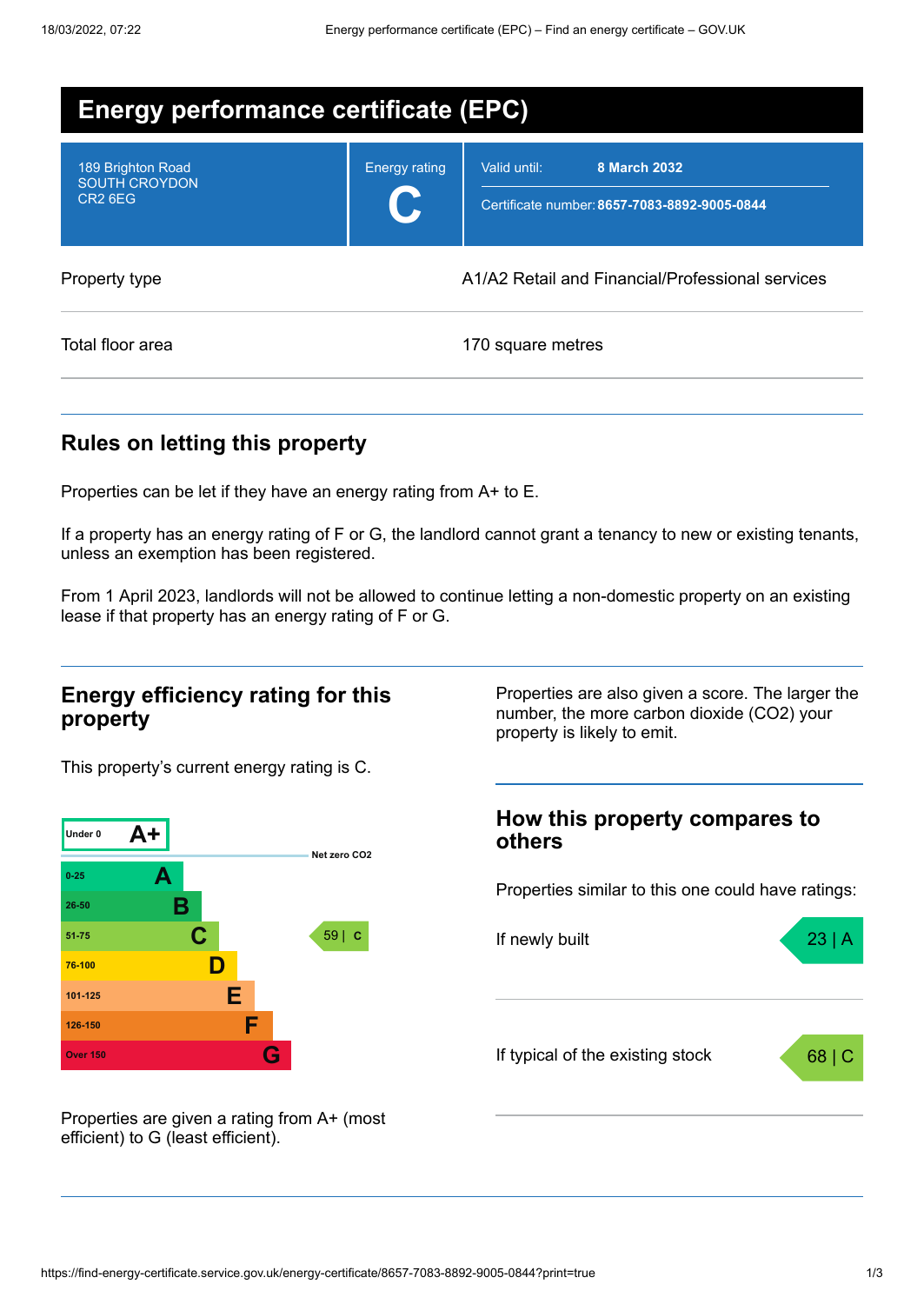# Energy performance certificate (EPC)

| | | |
|---|---|---|
| 189 Brighton Road<br>SOUTH CROYDON<br>CR2 6EG | Energy rating<br>**C** | Valid until: **8 March 2032**<br>Certificate number: **8657-7083-8892-9005-0844** |

| | |
|---|---|
| Property type | A1/A2 Retail and Financial/Professional services |
| Total floor area | 170 square metres |

## Rules on letting this property

Properties can be let if they have an energy rating from A+ to E.

If a property has an energy rating of F or G, the landlord cannot grant a tenancy to new or existing tenants, unless an exemption has been registered.

From 1 April 2023, landlords will not be allowed to continue letting a non-domestic property on an existing lease if that property has an energy rating of F or G.

## Energy efficiency rating for this property

This property's current energy rating is C.

| Score | Rating |
|---|---|
| Under 0 | A+ |
| 0-25 | A |
| 26-50 | B |
| 51-75 | C |
| 76-100 | D |
| 101-125 | E |
| 126-150 | F |
| Over 150 | G |

Net zero CO2

This property: 59 | C

Properties are given a rating from A+ (most efficient) to G (least efficient).

Properties are also given a score. The larger the number, the more carbon dioxide (CO2) your property is likely to emit.

## How this property compares to others

Properties similar to this one could have ratings:

| | |
|---|---|
| If newly built | 23 \| A |
| If typical of the existing stock | 68 \| C |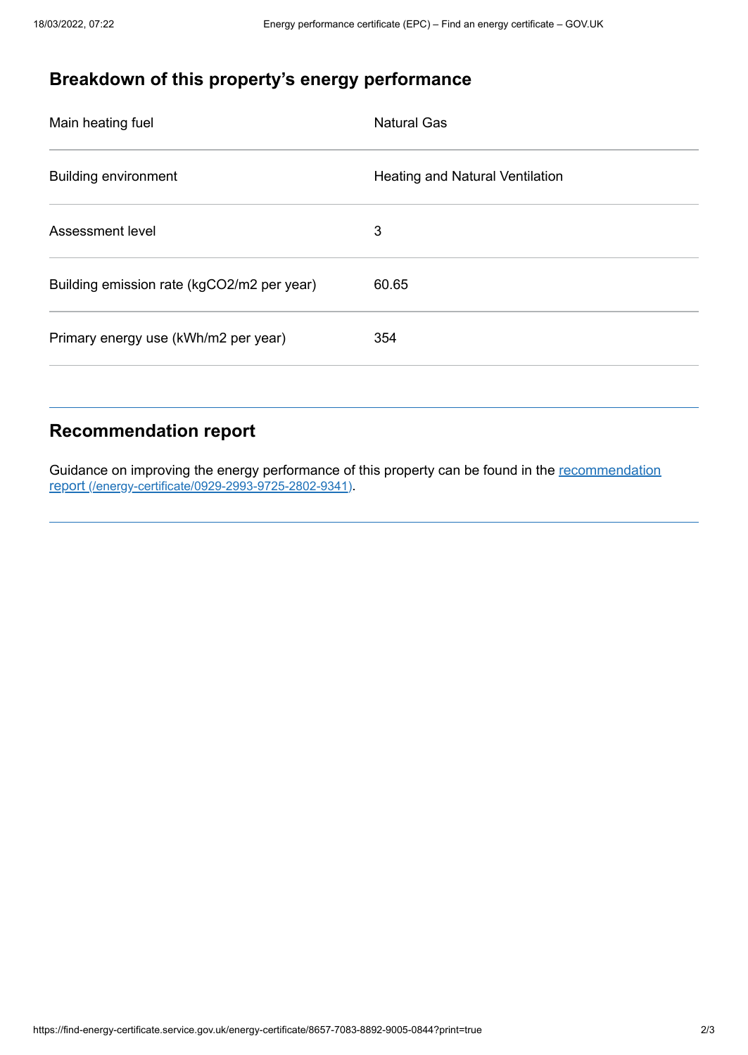## Breakdown of this property's energy performance

| | |
|---|---|
| Main heating fuel | Natural Gas |
| Building environment | Heating and Natural Ventilation |
| Assessment level | 3 |
| Building emission rate (kgCO2/m2 per year) | 60.65 |
| Primary energy use (kWh/m2 per year) | 354 |

## Recommendation report

Guidance on improving the energy performance of this property can be found in the recommendation report (/energy-certificate/0929-2993-9725-2802-9341).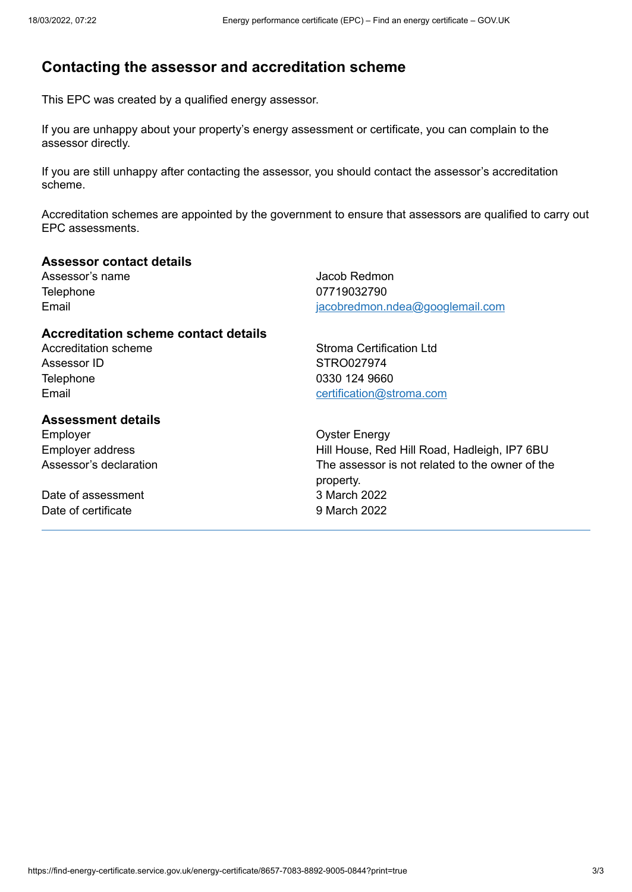## Contacting the assessor and accreditation scheme

This EPC was created by a qualified energy assessor.

If you are unhappy about your property's energy assessment or certificate, you can complain to the assessor directly.

If you are still unhappy after contacting the assessor, you should contact the assessor's accreditation scheme.

Accreditation schemes are appointed by the government to ensure that assessors are qualified to carry out EPC assessments.

### Assessor contact details

| | |
|---|---|
| Assessor's name | Jacob Redmon |
| Telephone | 07719032790 |
| Email | jacobredmon.ndea@googlemail.com |

### Accreditation scheme contact details

| | |
|---|---|
| Accreditation scheme | Stroma Certification Ltd |
| Assessor ID | STRO027974 |
| Telephone | 0330 124 9660 |
| Email | certification@stroma.com |

### Assessment details

| | |
|---|---|
| Employer | Oyster Energy |
| Employer address | Hill House, Red Hill Road, Hadleigh, IP7 6BU |
| Assessor's declaration | The assessor is not related to the owner of the property. |
| Date of assessment | 3 March 2022 |
| Date of certificate | 9 March 2022 |